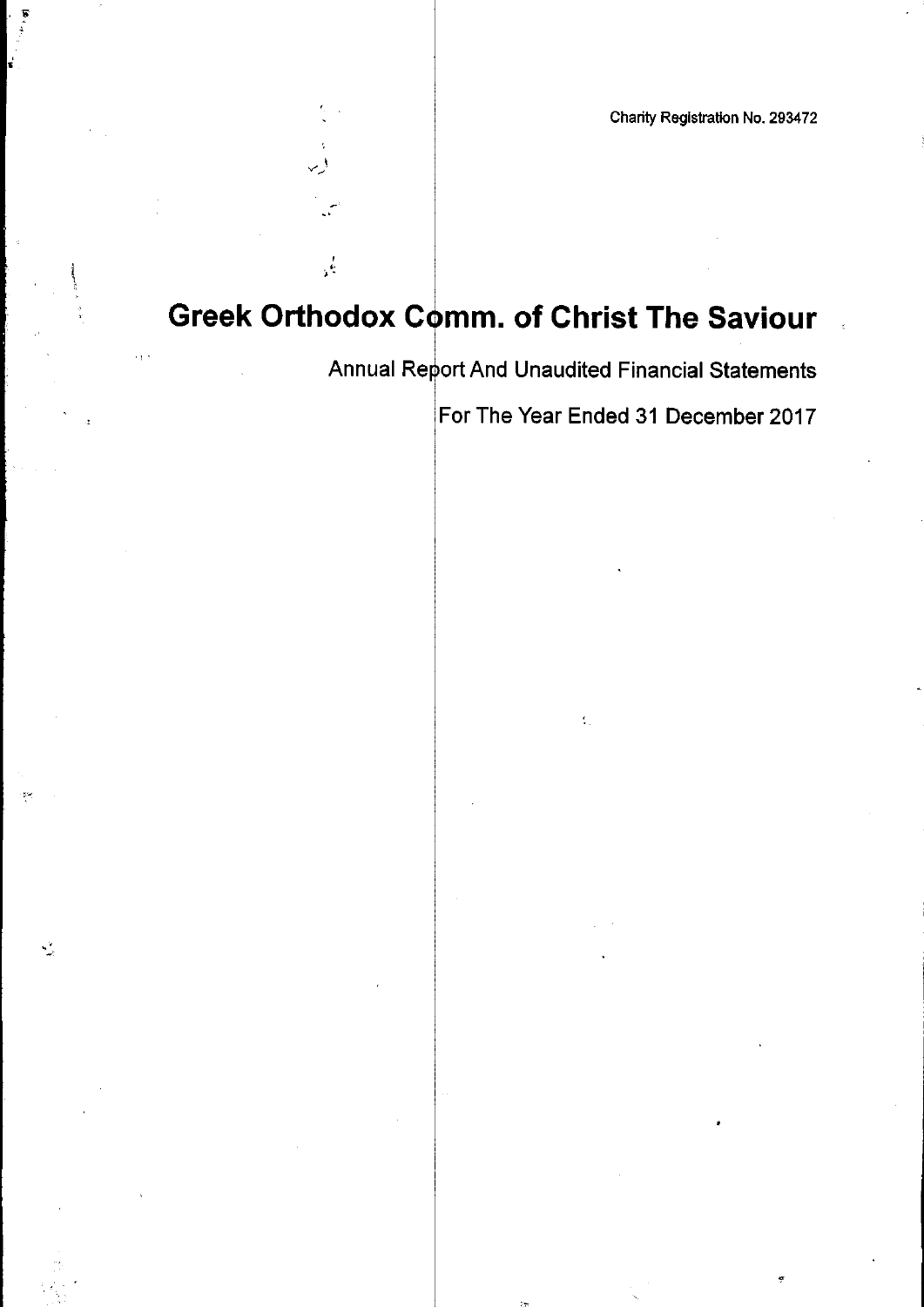Charity Registration No. 293472

# Greek Orthodox Comm. of Christ The Saviour

## Annual Report And Unaudited Financial Statements

## For The Year Ended 31 December 2017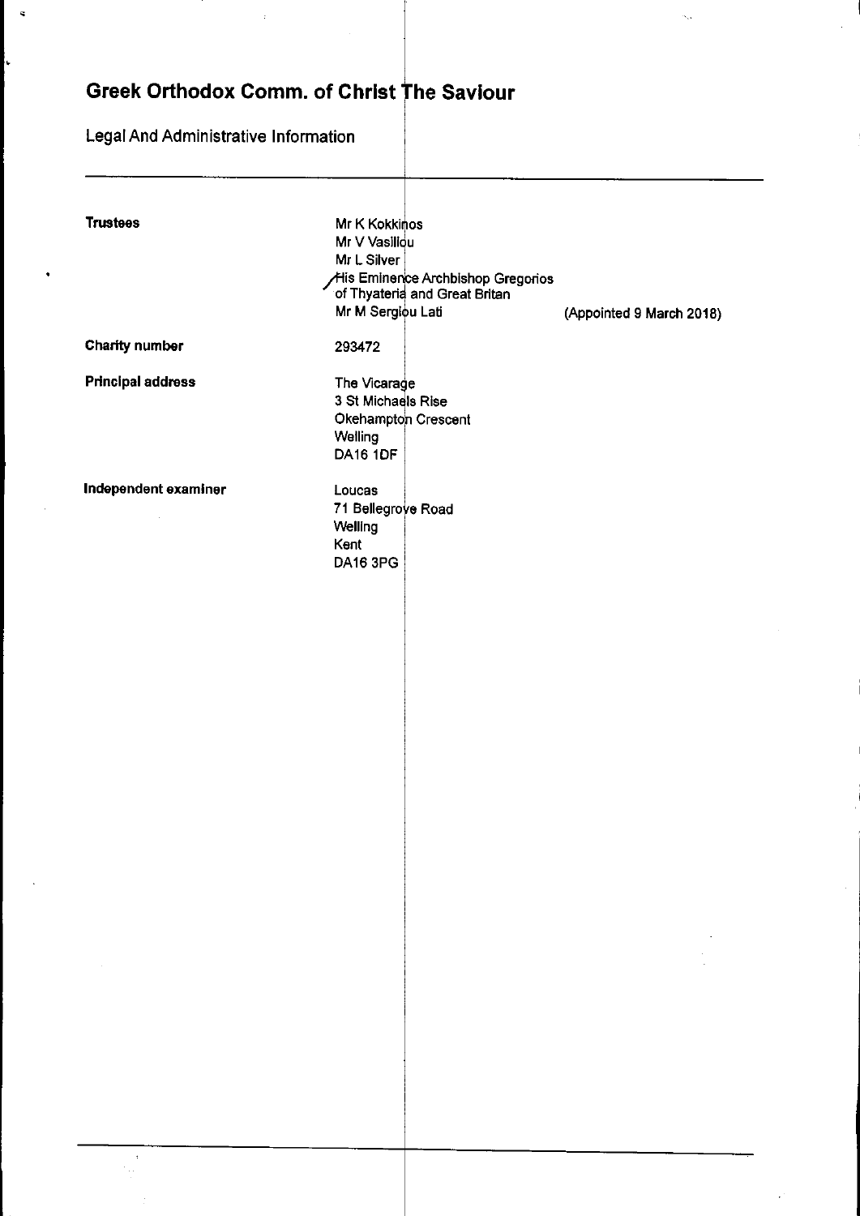# Greek Orthodox Comm. of Christ The Saviour

## Legal And Administrative Information

| | | |
|---|---|---|
| **Trustees** | Mr K Kokkinos | |
| | Mr V Vasiliou | |
| | Mr L Silver | |
| | His Eminence Archbishop Gregorios of Thyateria and Great Britan | |
| | Mr M Sergiou Lati | (Appointed 9 March 2018) |
| **Charity number** | 293472 | |
| **Principal address** | The Vicarage<br>3 St Michaels Rise<br>Okehampton Crescent<br>Welling<br>DA16 1DF | |
| **Independent examiner** | Loucas<br>71 Bellegrove Road<br>Welling<br>Kent<br>DA16 3PG | |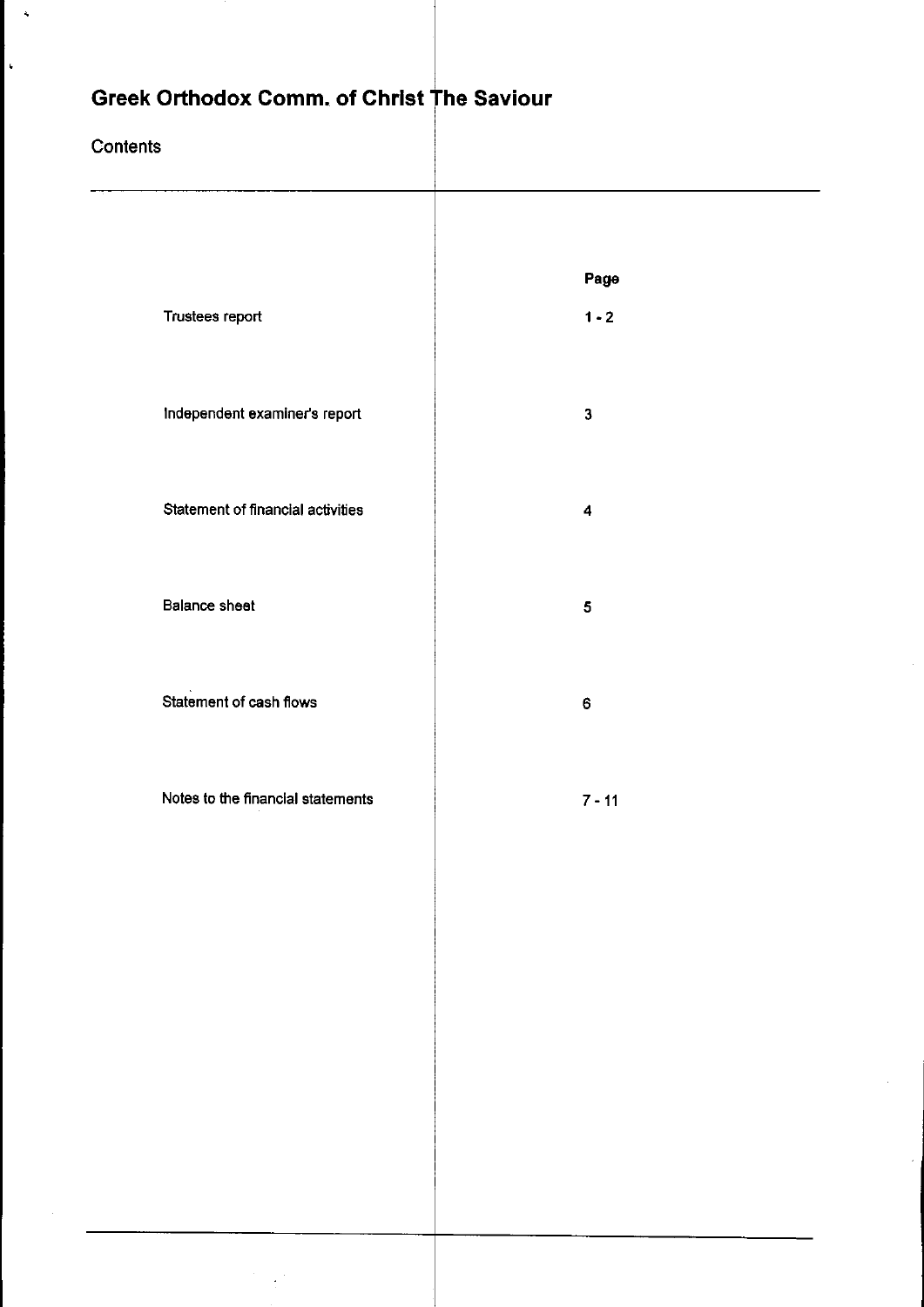# Greek Orthodox Comm. of Christ The Saviour

## Contents

| | Page |
|---|---|
| Trustees report | 1 - 2 |
| Independent examiner's report | 3 |
| Statement of financial activities | 4 |
| Balance sheet | 5 |
| Statement of cash flows | 6 |
| Notes to the financial statements | 7 - 11 |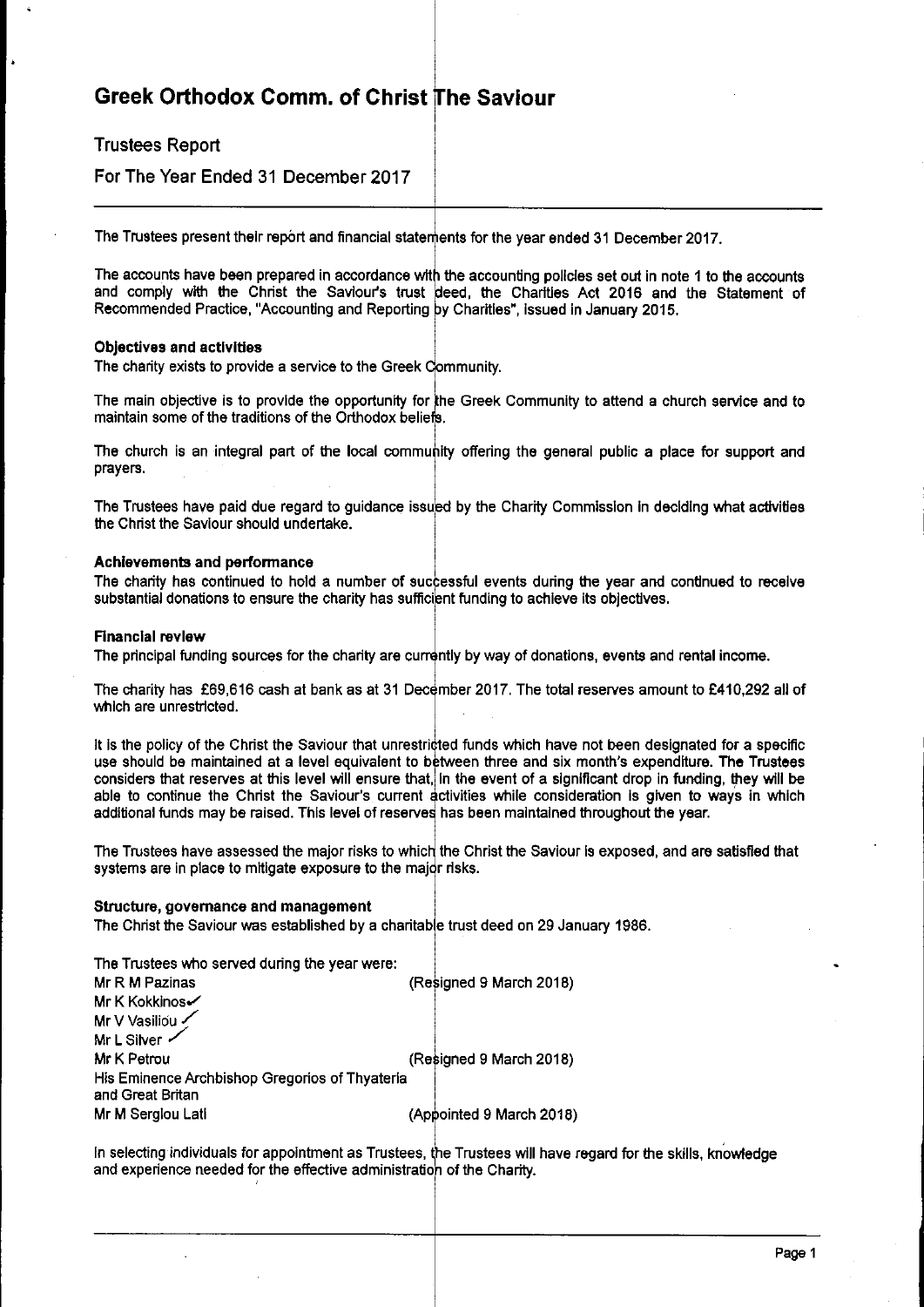# Greek Orthodox Comm. of Christ The Saviour

## Trustees Report

## For The Year Ended 31 December 2017

The Trustees present their report and financial statements for the year ended 31 December 2017.

The accounts have been prepared in accordance with the accounting policies set out in note 1 to the accounts and comply with the Christ the Saviour's trust deed, the Charities Act 2016 and the Statement of Recommended Practice, "Accounting and Reporting by Charities", issued in January 2015.

### Objectives and activities

The charity exists to provide a service to the Greek Community.

The main objective is to provide the opportunity for the Greek Community to attend a church service and to maintain some of the traditions of the Orthodox beliefs.

The church is an integral part of the local community offering the general public a place for support and prayers.

The Trustees have paid due regard to guidance issued by the Charity Commission in deciding what activities the Christ the Saviour should undertake.

### Achievements and performance

The charity has continued to hold a number of successful events during the year and continued to receive substantial donations to ensure the charity has sufficient funding to achieve its objectives.

### Financial review

The principal funding sources for the charity are currently by way of donations, events and rental income.

The charity has £69,616 cash at bank as at 31 December 2017. The total reserves amount to £410,292 all of which are unrestricted.

It is the policy of the Christ the Saviour that unrestricted funds which have not been designated for a specific use should be maintained at a level equivalent to between three and six month's expenditure. The Trustees considers that reserves at this level will ensure that, in the event of a significant drop in funding, they will be able to continue the Christ the Saviour's current activities while consideration is given to ways in which additional funds may be raised. This level of reserves has been maintained throughout the year.

The Trustees have assessed the major risks to which the Christ the Saviour is exposed, and are satisfied that systems are in place to mitigate exposure to the major risks.

### Structure, governance and management

The Christ the Saviour was established by a charitable trust deed on 29 January 1986.

The Trustees who served during the year were:

| | |
|---|---|
| Mr R M Pazinas | (Resigned 9 March 2018) |
| Mr K Kokkinos | |
| Mr V Vasiliou | |
| Mr L Silver | |
| Mr K Petrou | (Resigned 9 March 2018) |
| His Eminence Archbishop Gregorios of Thyateria and Great Britan | |
| Mr M Sergiou Lati | (Appointed 9 March 2018) |

In selecting individuals for appointment as Trustees, the Trustees will have regard for the skills, knowledge and experience needed for the effective administration of the Charity.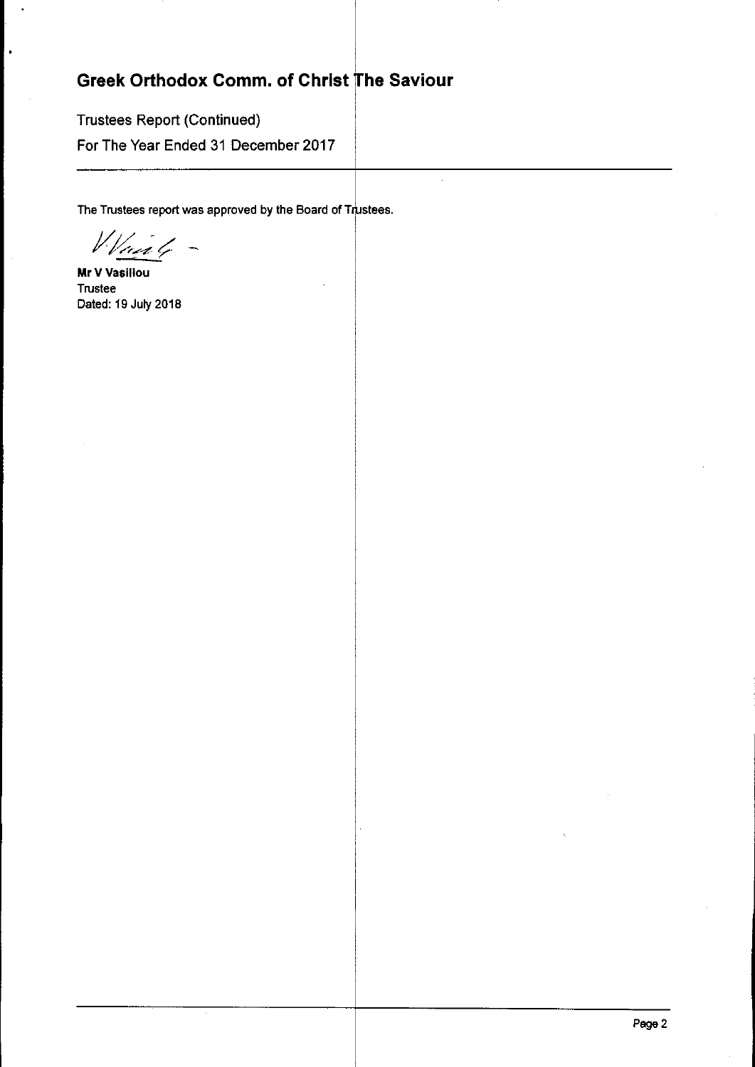# Greek Orthodox Comm. of Christ The Saviour

Trustees Report (Continued)

For The Year Ended 31 December 2017

The Trustees report was approved by the Board of Trustees.

**Mr V Vasiliou**
Trustee
Dated: 19 July 2018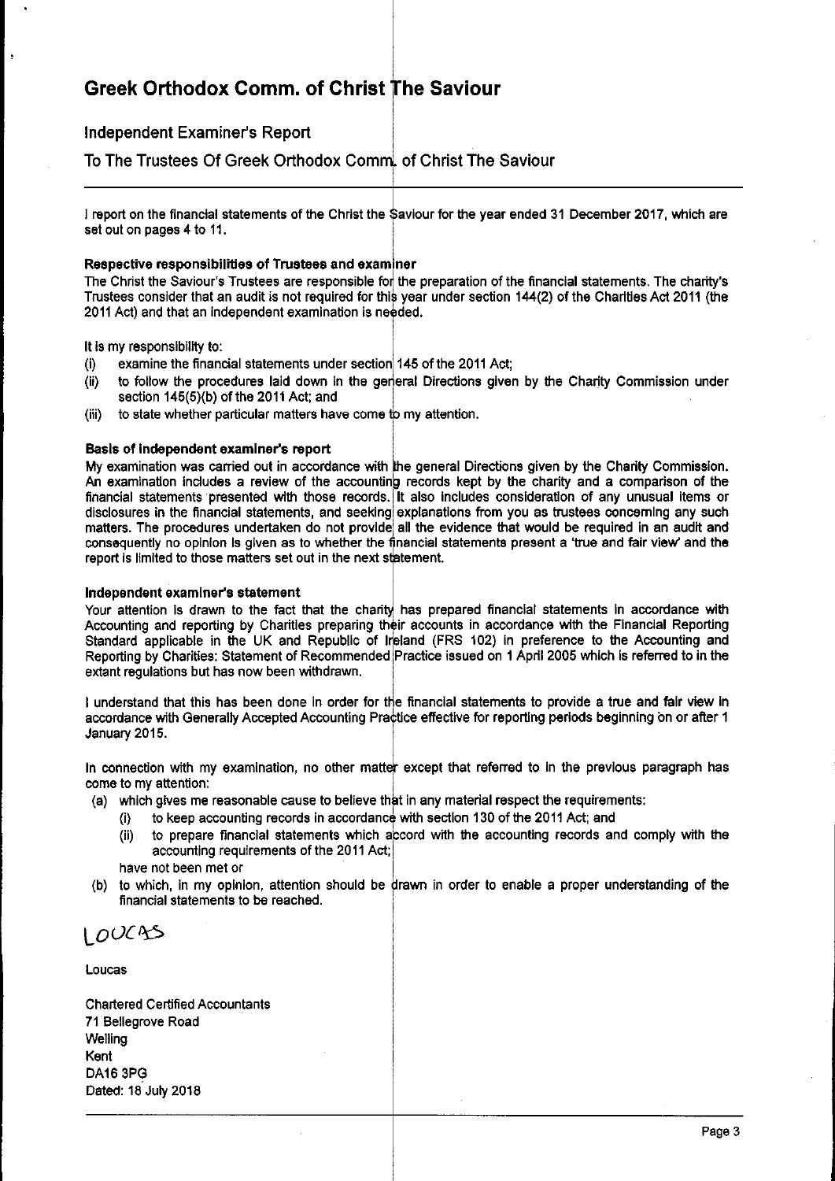# Greek Orthodox Comm. of Christ The Saviour

## Independent Examiner's Report

## To The Trustees Of Greek Orthodox Comm. of Christ The Saviour

I report on the financial statements of the Christ the Saviour for the year ended 31 December 2017, which are set out on pages 4 to 11.

**Respective responsibilities of Trustees and examiner**

The Christ the Saviour's Trustees are responsible for the preparation of the financial statements. The charity's Trustees consider that an audit is not required for this year under section 144(2) of the Charities Act 2011 (the 2011 Act) and that an independent examination is needed.

It is my responsibility to:

(i) examine the financial statements under section 145 of the 2011 Act;

(ii) to follow the procedures laid down in the general Directions given by the Charity Commission under section 145(5)(b) of the 2011 Act; and

(iii) to state whether particular matters have come to my attention.

**Basis of independent examiner's report**

My examination was carried out in accordance with the general Directions given by the Charity Commission. An examination includes a review of the accounting records kept by the charity and a comparison of the financial statements presented with those records. It also includes consideration of any unusual items or disclosures in the financial statements, and seeking explanations from you as trustees concerning any such matters. The procedures undertaken do not provide all the evidence that would be required in an audit and consequently no opinion is given as to whether the financial statements present a 'true and fair view' and the report is limited to those matters set out in the next statement.

**Independent examiner's statement**

Your attention is drawn to the fact that the charity has prepared financial statements in accordance with Accounting and reporting by Charities preparing their accounts in accordance with the Financial Reporting Standard applicable in the UK and Republic of Ireland (FRS 102) in preference to the Accounting and Reporting by Charities: Statement of Recommended Practice issued on 1 April 2005 which is referred to in the extant regulations but has now been withdrawn.

I understand that this has been done in order for the financial statements to provide a true and fair view in accordance with Generally Accepted Accounting Practice effective for reporting periods beginning on or after 1 January 2015.

In connection with my examination, no other matter except that referred to in the previous paragraph has come to my attention:

(a) which gives me reasonable cause to believe that in any material respect the requirements:

   (i) to keep accounting records in accordance with section 130 of the 2011 Act; and

   (ii) to prepare financial statements which accord with the accounting records and comply with the accounting requirements of the 2011 Act;

   have not been met or

(b) to which, in my opinion, attention should be drawn in order to enable a proper understanding of the financial statements to be reached.

LOUCAS

Loucas

Chartered Certified Accountants
71 Bellegrove Road
Welling
Kent
DA16 3PG
Dated: 18 July 2018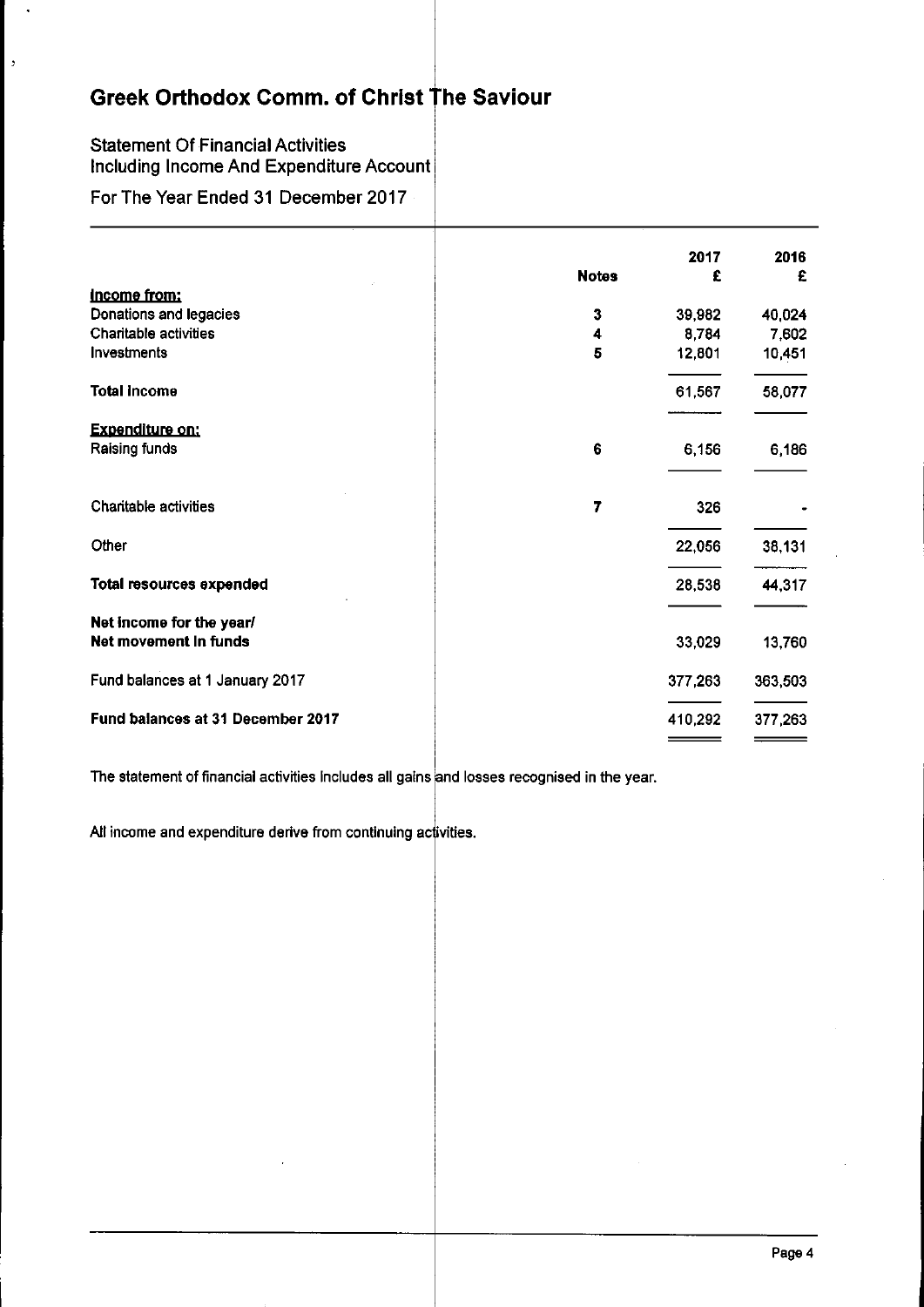# Greek Orthodox Comm. of Christ The Saviour

Statement Of Financial Activities
Including Income And Expenditure Account

For The Year Ended 31 December 2017

| | Notes | 2017 £ | 2016 £ |
|---|---|---|---|
| <u>Income from:</u> | | | |
| Donations and legacies | 3 | 39,982 | 40,024 |
| Charitable activities | 4 | 8,784 | 7,602 |
| Investments | 5 | 12,801 | 10,451 |
| **Total income** | | 61,567 | 58,077 |
| <u>Expenditure on:</u> | | | |
| Raising funds | 6 | 6,156 | 6,186 |
| Charitable activities | 7 | 326 | - |
| Other | | 22,056 | 38,131 |
| **Total resources expended** | | 28,538 | 44,317 |
| **Net income for the year/ Net movement in funds** | | 33,029 | 13,760 |
| Fund balances at 1 January 2017 | | 377,263 | 363,503 |
| **Fund balances at 31 December 2017** | | 410,292 | 377,263 |

The statement of financial activities includes all gains and losses recognised in the year.

All income and expenditure derive from continuing activities.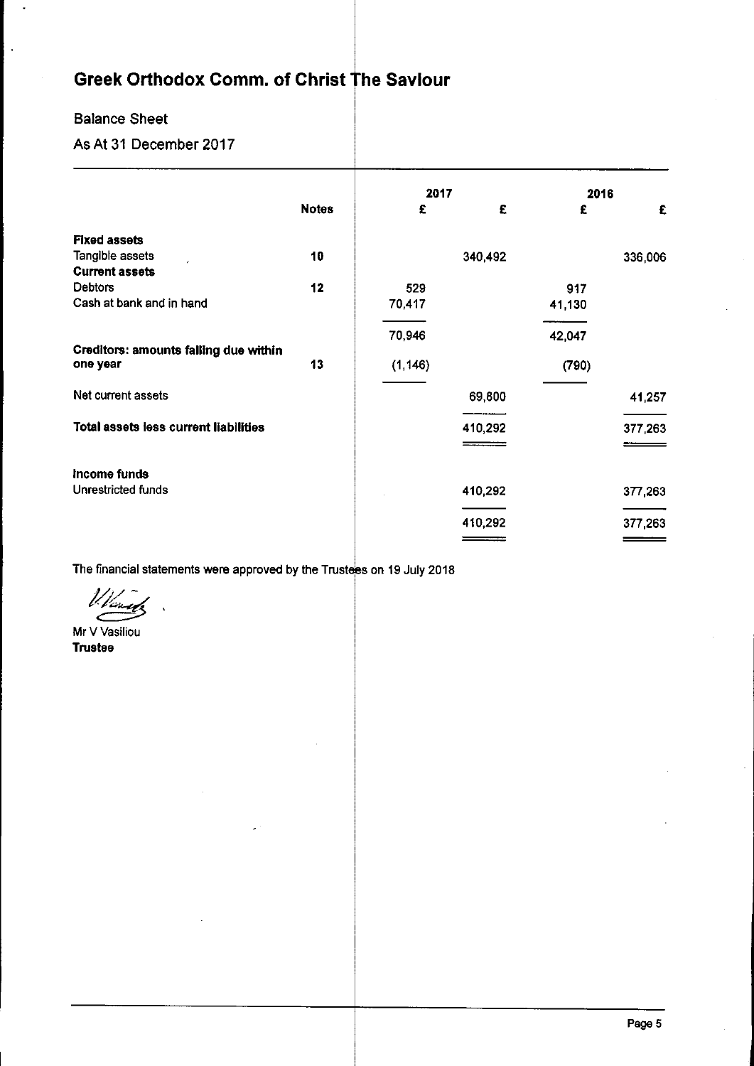# Greek Orthodox Comm. of Christ The Saviour

## Balance Sheet

### As At 31 December 2017

| | Notes | 2017 £ | 2017 £ | 2016 £ | 2016 £ |
|---|---|---|---|---|---|
| **Fixed assets** | | | | | |
| Tangible assets | 10 | | 340,492 | | 336,006 |
| **Current assets** | | | | | |
| Debtors | 12 | 529 | | 917 | |
| Cash at bank and in hand | | 70,417 | | 41,130 | |
| | | 70,946 | | 42,047 | |
| **Creditors: amounts falling due within one year** | 13 | (1,146) | | (790) | |
| Net current assets | | | 69,800 | | 41,257 |
| **Total assets less current liabilities** | | | 410,292 | | 377,263 |
| **Income funds** | | | | | |
| Unrestricted funds | | | 410,292 | | 377,263 |
| | | | 410,292 | | 377,263 |

The financial statements were approved by the Trustees on 19 July 2018

Mr V Vasiliou
**Trustee**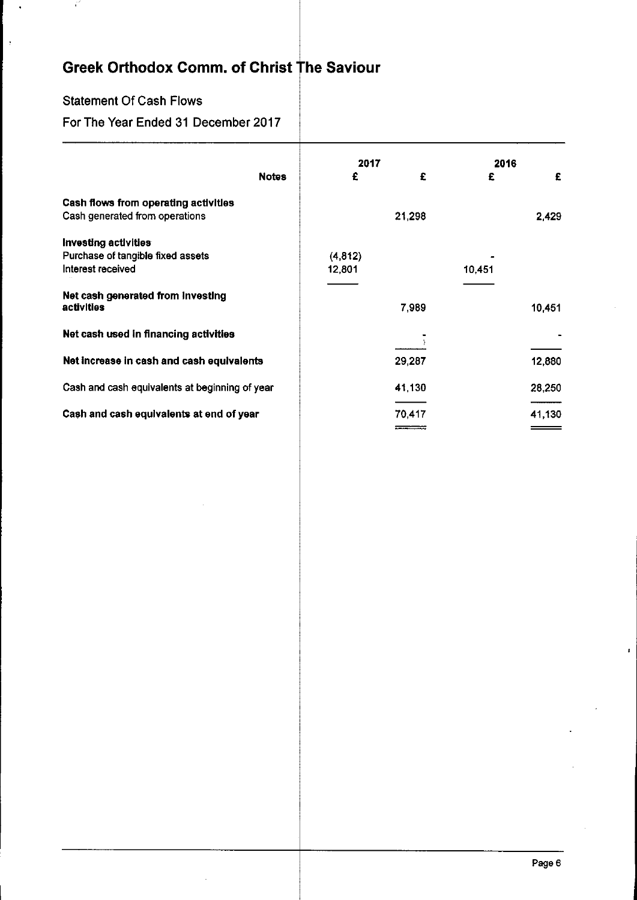# Greek Orthodox Comm. of Christ The Saviour

## Statement Of Cash Flows

### For The Year Ended 31 December 2017

| | Notes | 2017 £ | 2017 £ | 2016 £ | 2016 £ |
|---|---|---|---|---|---|
| **Cash flows from operating activities** | | | | | |
| Cash generated from operations | | | 21,298 | | 2,429 |
| **Investing activities** | | | | | |
| Purchase of tangible fixed assets | | (4,812) | | - | |
| Interest received | | 12,801 | | 10,451 | |
| **Net cash generated from investing activities** | | | 7,989 | | 10,451 |
| **Net cash used in financing activities** | | | - | | - |
| **Net increase in cash and cash equivalents** | | | 29,287 | | 12,880 |
| Cash and cash equivalents at beginning of year | | | 41,130 | | 28,250 |
| **Cash and cash equivalents at end of year** | | | 70,417 | | 41,130 |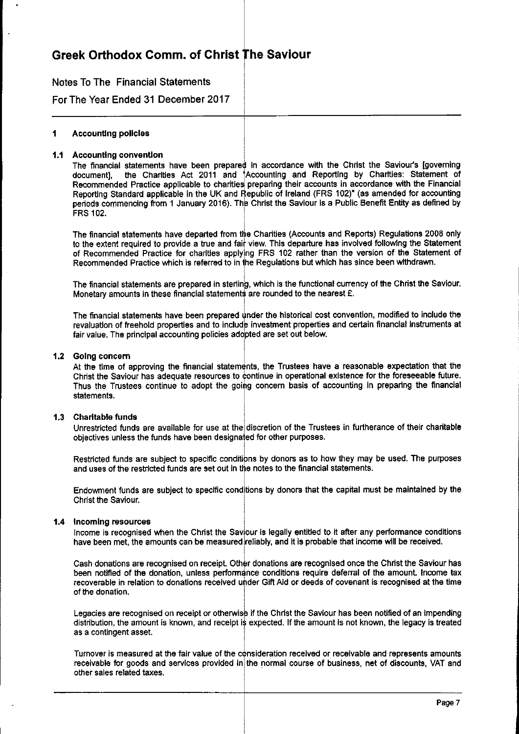# Greek Orthodox Comm. of Christ The Saviour

Notes To The Financial Statements

For The Year Ended 31 December 2017

## 1 Accounting policies

### 1.1 Accounting convention

The financial statements have been prepared in accordance with the Christ the Saviour's [governing document], the Charities Act 2011 and 'Accounting and Reporting by Charities: Statement of Recommended Practice applicable to charities preparing their accounts in accordance with the Financial Reporting Standard applicable in the UK and Republic of Ireland (FRS 102)" (as amended for accounting periods commencing from 1 January 2016). The Christ the Saviour is a Public Benefit Entity as defined by FRS 102.

The financial statements have departed from the Charities (Accounts and Reports) Regulations 2008 only to the extent required to provide a true and fair view. This departure has involved following the Statement of Recommended Practice for charities applying FRS 102 rather than the version of the Statement of Recommended Practice which is referred to in the Regulations but which has since been withdrawn.

The financial statements are prepared in sterling, which is the functional currency of the Christ the Saviour. Monetary amounts in these financial statements are rounded to the nearest £.

The financial statements have been prepared under the historical cost convention, modified to include the revaluation of freehold properties and to include investment properties and certain financial instruments at fair value. The principal accounting policies adopted are set out below.

### 1.2 Going concern

At the time of approving the financial statements, the Trustees have a reasonable expectation that the Christ the Saviour has adequate resources to continue in operational existence for the foreseeable future. Thus the Trustees continue to adopt the going concern basis of accounting in preparing the financial statements.

### 1.3 Charitable funds

Unrestricted funds are available for use at the discretion of the Trustees in furtherance of their charitable objectives unless the funds have been designated for other purposes.

Restricted funds are subject to specific conditions by donors as to how they may be used. The purposes and uses of the restricted funds are set out in the notes to the financial statements.

Endowment funds are subject to specific conditions by donors that the capital must be maintained by the Christ the Saviour.

### 1.4 Incoming resources

Income is recognised when the Christ the Saviour is legally entitled to it after any performance conditions have been met, the amounts can be measured reliably, and it is probable that income will be received.

Cash donations are recognised on receipt. Other donations are recognised once the Christ the Saviour has been notified of the donation, unless performance conditions require deferral of the amount. Income tax recoverable in relation to donations received under Gift Aid or deeds of covenant is recognised at the time of the donation.

Legacies are recognised on receipt or otherwise if the Christ the Saviour has been notified of an impending distribution, the amount is known, and receipt is expected. If the amount is not known, the legacy is treated as a contingent asset.

Turnover is measured at the fair value of the consideration received or receivable and represents amounts receivable for goods and services provided in the normal course of business, net of discounts, VAT and other sales related taxes.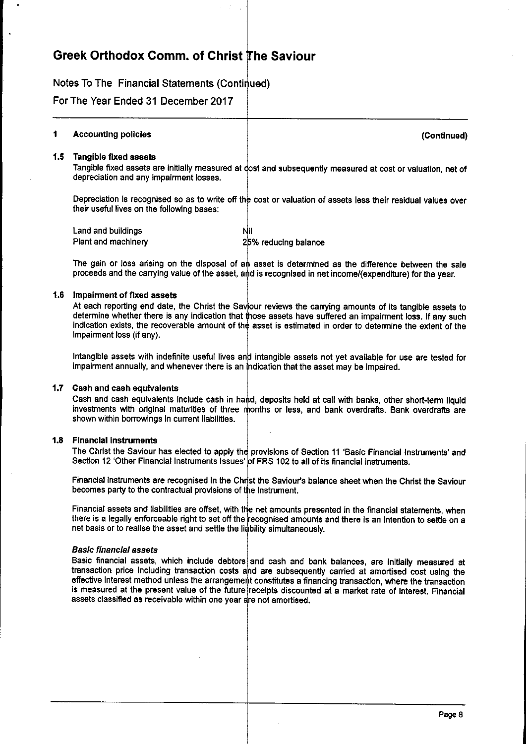## 1 Accounting policies (Continued)

### 1.5 Tangible fixed assets

Tangible fixed assets are initially measured at cost and subsequently measured at cost or valuation, net of depreciation and any impairment losses.

Depreciation is recognised so as to write off the cost or valuation of assets less their residual values over their useful lives on the following bases:

| | |
|---|---|
| Land and buildings | Nil |
| Plant and machinery | 25% reducing balance |

The gain or loss arising on the disposal of an asset is determined as the difference between the sale proceeds and the carrying value of the asset, and is recognised in net income/(expenditure) for the year.

### 1.6 Impairment of fixed assets

At each reporting end date, the Christ the Saviour reviews the carrying amounts of its tangible assets to determine whether there is any indication that those assets have suffered an impairment loss. If any such indication exists, the recoverable amount of the asset is estimated in order to determine the extent of the impairment loss (if any).

Intangible assets with indefinite useful lives and intangible assets not yet available for use are tested for impairment annually, and whenever there is an indication that the asset may be impaired.

### 1.7 Cash and cash equivalents

Cash and cash equivalents include cash in hand, deposits held at call with banks, other short-term liquid investments with original maturities of three months or less, and bank overdrafts. Bank overdrafts are shown within borrowings in current liabilities.

### 1.8 Financial instruments

The Christ the Saviour has elected to apply the provisions of Section 11 'Basic Financial Instruments' and Section 12 'Other Financial Instruments Issues' of FRS 102 to all of its financial instruments.

Financial instruments are recognised in the Christ the Saviour's balance sheet when the Christ the Saviour becomes party to the contractual provisions of the instrument.

Financial assets and liabilities are offset, with the net amounts presented in the financial statements, when there is a legally enforceable right to set off the recognised amounts and there is an intention to settle on a net basis or to realise the asset and settle the liability simultaneously.

*Basic financial assets*

Basic financial assets, which include debtors and cash and bank balances, are initially measured at transaction price including transaction costs and are subsequently carried at amortised cost using the effective interest method unless the arrangement constitutes a financing transaction, where the transaction is measured at the present value of the future receipts discounted at a market rate of interest. Financial assets classified as receivable within one year are not amortised.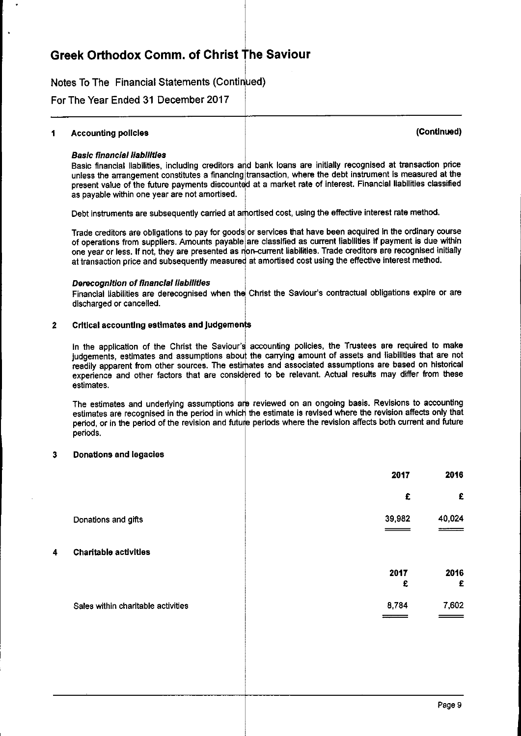## 1 Accounting policies (Continued)

***Basic financial liabilities***

Basic financial liabilities, including creditors and bank loans are initially recognised at transaction price unless the arrangement constitutes a financing transaction, where the debt instrument is measured at the present value of the future payments discounted at a market rate of interest. Financial liabilities classified as payable within one year are not amortised.

Debt instruments are subsequently carried at amortised cost, using the effective interest rate method.

Trade creditors are obligations to pay for goods or services that have been acquired in the ordinary course of operations from suppliers. Amounts payable are classified as current liabilities if payment is due within one year or less. If not, they are presented as non-current liabilities. Trade creditors are recognised initially at transaction price and subsequently measured at amortised cost using the effective interest method.

***Derecognition of financial liabilities***

Financial liabilities are derecognised when the Christ the Saviour's contractual obligations expire or are discharged or cancelled.

## 2 Critical accounting estimates and judgements

In the application of the Christ the Saviour's accounting policies, the Trustees are required to make judgements, estimates and assumptions about the carrying amount of assets and liabilities that are not readily apparent from other sources. The estimates and associated assumptions are based on historical experience and other factors that are considered to be relevant. Actual results may differ from these estimates.

The estimates and underlying assumptions are reviewed on an ongoing basis. Revisions to accounting estimates are recognised in the period in which the estimate is revised where the revision affects only that period, or in the period of the revision and future periods where the revision affects both current and future periods.

## 3 Donations and legacies

| | 2017 | 2016 |
|---|---|---|
| | £ | £ |
| Donations and gifts | 39,982 | 40,024 |

## 4 Charitable activities

| | 2017 | 2016 |
|---|---|---|
| | £ | £ |
| Sales within charitable activities | 8,784 | 7,602 |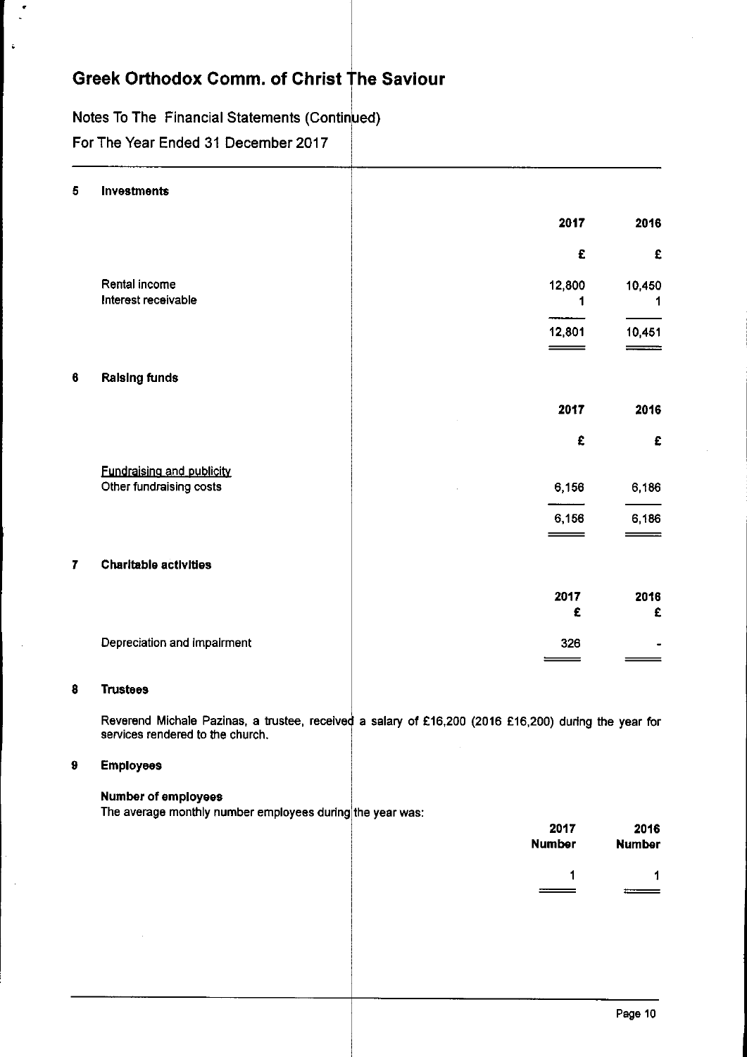# Greek Orthodox Comm. of Christ The Saviour

Notes To The Financial Statements (Continued)

For The Year Ended 31 December 2017

## 5 Investments

| | 2017 | 2016 |
|---|---|---|
| | £ | £ |
| Rental income | 12,800 | 10,450 |
| Interest receivable | 1 | 1 |
| | 12,801 | 10,451 |

## 6 Raising funds

| | 2017 | 2016 |
|---|---|---|
| | £ | £ |
| Fundraising and publicity | | |
| Other fundraising costs | 6,156 | 6,186 |
| | 6,156 | 6,186 |

## 7 Charitable activities

| | 2017 | 2016 |
|---|---|---|
| | £ | £ |
| Depreciation and impairment | 326 | - |

## 8 Trustees

Reverend Michale Pazinas, a trustee, received a salary of £16,200 (2016 £16,200) during the year for services rendered to the church.

## 9 Employees

**Number of employees**

The average monthly number employees during the year was:

| 2017 Number | 2016 Number |
|---|---|
| 1 | 1 |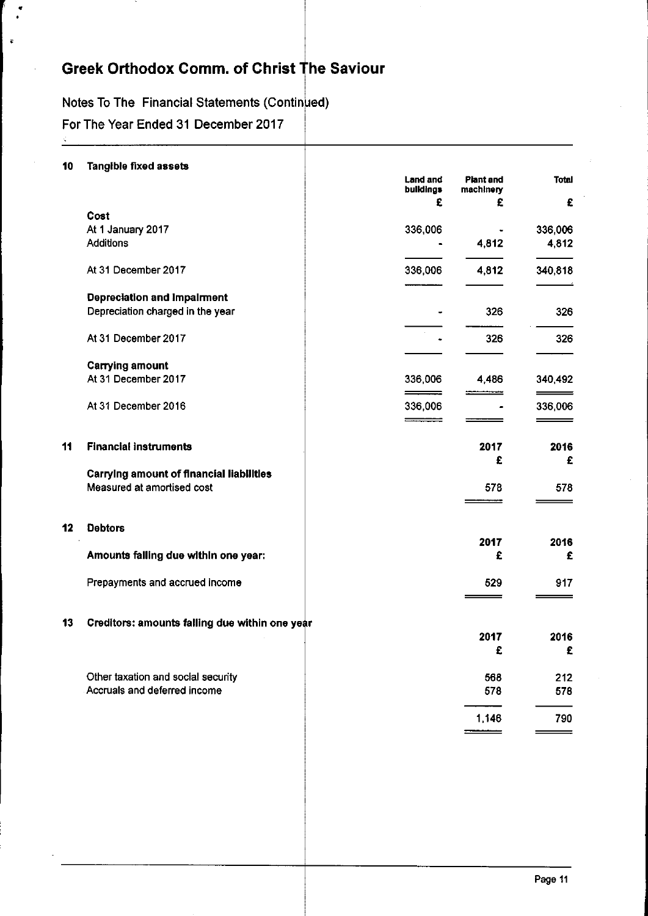# Greek Orthodox Comm. of Christ The Saviour

Notes To The Financial Statements (Continued)

For The Year Ended 31 December 2017

## 10 Tangible fixed assets

| | Land and buildings | Plant and machinery | Total |
|---|---|---|---|
| | £ | £ | £ |
| **Cost** | | | |
| At 1 January 2017 | 336,006 | - | 336,006 |
| Additions | - | 4,812 | 4,812 |
| At 31 December 2017 | 336,006 | 4,812 | 340,818 |
| **Depreciation and impairment** | | | |
| Depreciation charged in the year | - | 326 | 326 |
| At 31 December 2017 | - | 326 | 326 |
| **Carrying amount** | | | |
| At 31 December 2017 | 336,006 | 4,486 | 340,492 |
| At 31 December 2016 | 336,006 | - | 336,006 |

## 11 Financial instruments

| | 2017 | 2016 |
|---|---|---|
| | £ | £ |
| **Carrying amount of financial liabilities** | | |
| Measured at amortised cost | 578 | 578 |

## 12 Debtors

| | 2017 | 2016 |
|---|---|---|
| **Amounts falling due within one year:** | £ | £ |
| Prepayments and accrued income | 529 | 917 |

## 13 Creditors: amounts falling due within one year

| | 2017 | 2016 |
|---|---|---|
| | £ | £ |
| Other taxation and social security | 568 | 212 |
| Accruals and deferred income | 578 | 578 |
| | 1,146 | 790 |